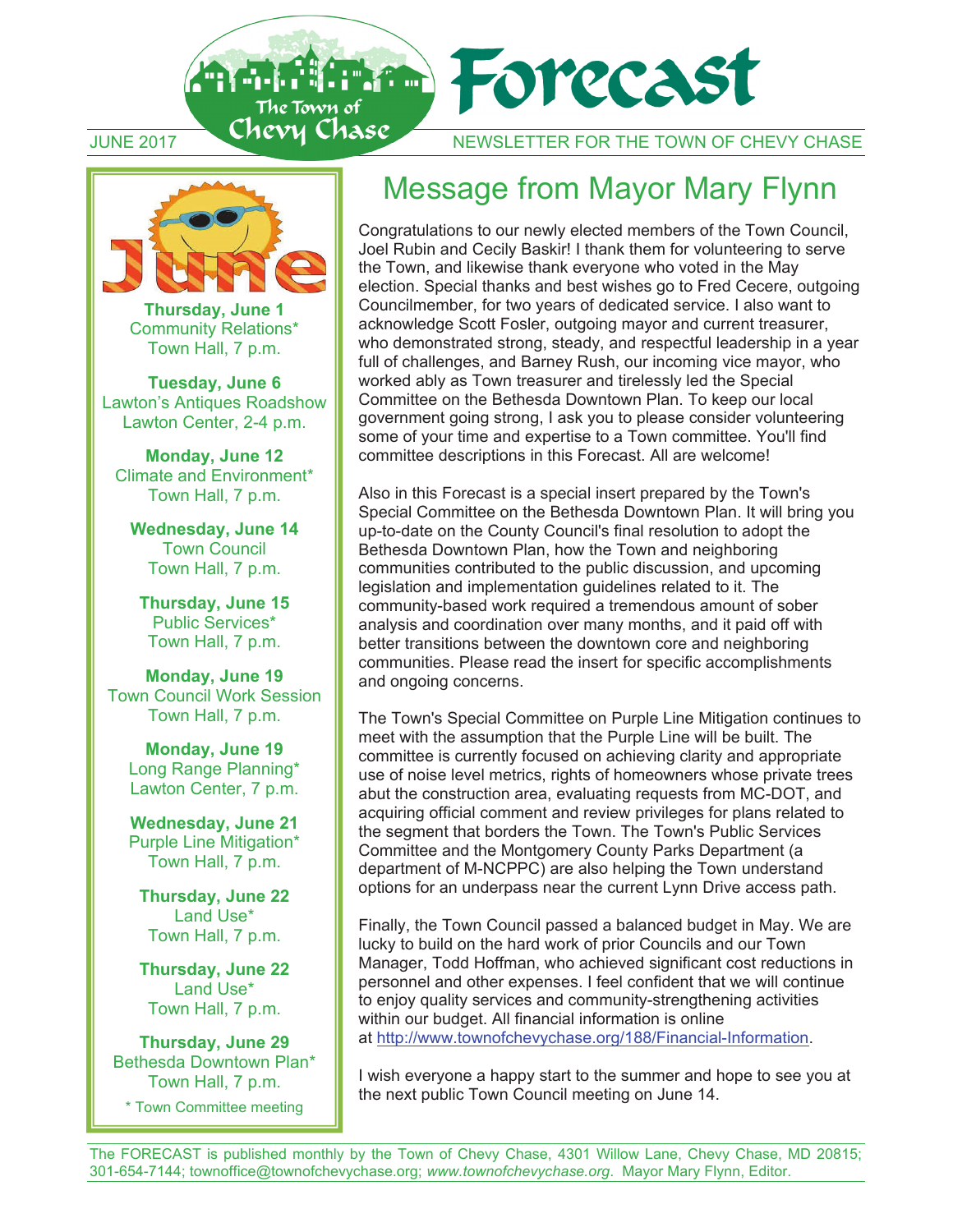# Forecast

The Town of Chevy Chase

JUNE 2017 NEWSLETTER FOR THE TOWN OF CHEVY CHASE

## June

**Thursday, June 1**
Community Relations*
Town Hall, 7 p.m.

**Tuesday, June 6**
Lawton's Antiques Roadshow
Lawton Center, 2-4 p.m.

**Monday, June 12**
Climate and Environment*
Town Hall, 7 p.m.

**Wednesday, June 14**
Town Council
Town Hall, 7 p.m.

**Thursday, June 15**
Public Services*
Town Hall, 7 p.m.

**Monday, June 19**
Town Council Work Session
Town Hall, 7 p.m.

**Monday, June 19**
Long Range Planning*
Lawton Center, 7 p.m.

**Wednesday, June 21**
Purple Line Mitigation*
Town Hall, 7 p.m.

**Thursday, June 22**
Land Use*
Town Hall, 7 p.m.

**Thursday, June 22**
Land Use*
Town Hall, 7 p.m.

**Thursday, June 29**
Bethesda Downtown Plan*
Town Hall, 7 p.m.

* Town Committee meeting

# Message from Mayor Mary Flynn

Congratulations to our newly elected members of the Town Council, Joel Rubin and Cecily Baskir! I thank them for volunteering to serve the Town, and likewise thank everyone who voted in the May election. Special thanks and best wishes go to Fred Cecere, outgoing Councilmember, for two years of dedicated service. I also want to acknowledge Scott Fosler, outgoing mayor and current treasurer, who demonstrated strong, steady, and respectful leadership in a year full of challenges, and Barney Rush, our incoming vice mayor, who worked ably as Town treasurer and tirelessly led the Special Committee on the Bethesda Downtown Plan. To keep our local government going strong, I ask you to please consider volunteering some of your time and expertise to a Town committee. You'll find committee descriptions in this Forecast. All are welcome!

Also in this Forecast is a special insert prepared by the Town's Special Committee on the Bethesda Downtown Plan. It will bring you up-to-date on the County Council's final resolution to adopt the Bethesda Downtown Plan, how the Town and neighboring communities contributed to the public discussion, and upcoming legislation and implementation guidelines related to it. The community-based work required a tremendous amount of sober analysis and coordination over many months, and it paid off with better transitions between the downtown core and neighboring communities. Please read the insert for specific accomplishments and ongoing concerns.

The Town's Special Committee on Purple Line Mitigation continues to meet with the assumption that the Purple Line will be built. The committee is currently focused on achieving clarity and appropriate use of noise level metrics, rights of homeowners whose private trees abut the construction area, evaluating requests from MC-DOT, and acquiring official comment and review privileges for plans related to the segment that borders the Town. The Town's Public Services Committee and the Montgomery County Parks Department (a department of M-NCPPC) are also helping the Town understand options for an underpass near the current Lynn Drive access path.

Finally, the Town Council passed a balanced budget in May. We are lucky to build on the hard work of prior Councils and our Town Manager, Todd Hoffman, who achieved significant cost reductions in personnel and other expenses. I feel confident that we will continue to enjoy quality services and community-strengthening activities within our budget. All financial information is online at http://www.townofchevychase.org/188/Financial-Information.

I wish everyone a happy start to the summer and hope to see you at the next public Town Council meeting on June 14.

The FORECAST is published monthly by the Town of Chevy Chase, 4301 Willow Lane, Chevy Chase, MD 20815; 301-654-7144; townoffice@townofchevychase.org; *www.townofchevychase.org*. Mayor Mary Flynn, Editor.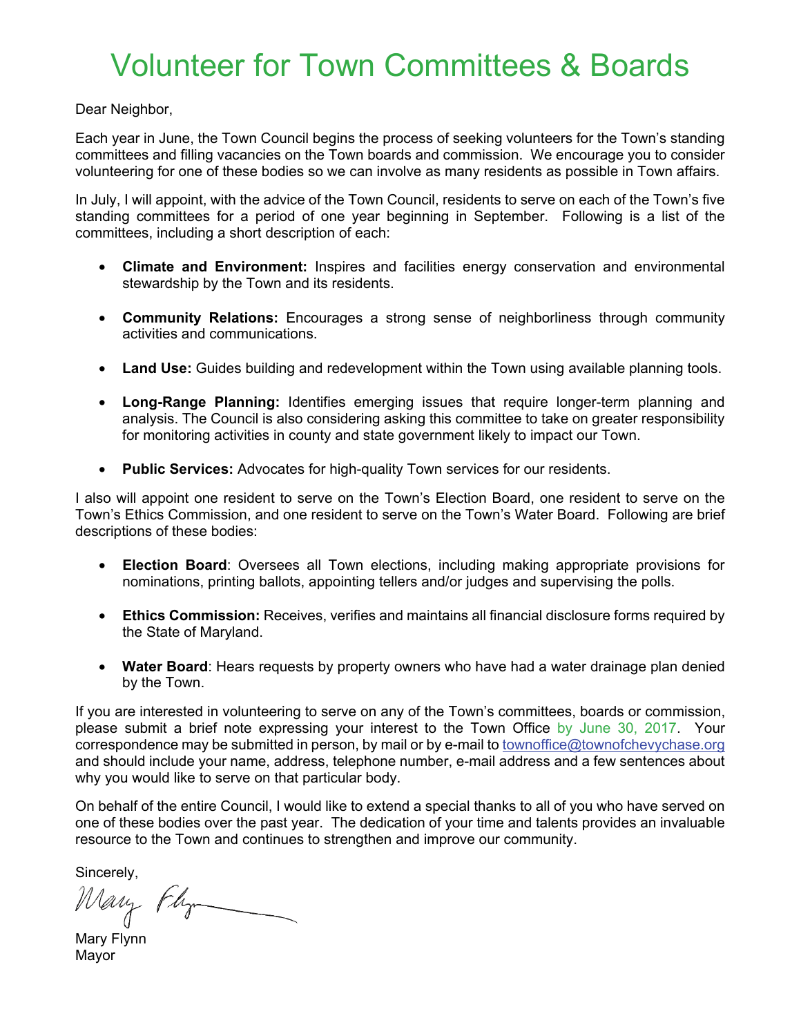# Volunteer for Town Committees & Boards

Dear Neighbor,

Each year in June, the Town Council begins the process of seeking volunteers for the Town's standing committees and filling vacancies on the Town boards and commission. We encourage you to consider volunteering for one of these bodies so we can involve as many residents as possible in Town affairs.

In July, I will appoint, with the advice of the Town Council, residents to serve on each of the Town's five standing committees for a period of one year beginning in September. Following is a list of the committees, including a short description of each:

- **Climate and Environment:** Inspires and facilities energy conservation and environmental stewardship by the Town and its residents.
- **Community Relations:** Encourages a strong sense of neighborliness through community activities and communications.
- **Land Use:** Guides building and redevelopment within the Town using available planning tools.
- **Long-Range Planning:** Identifies emerging issues that require longer-term planning and analysis. The Council is also considering asking this committee to take on greater responsibility for monitoring activities in county and state government likely to impact our Town.
- **Public Services:** Advocates for high-quality Town services for our residents.

I also will appoint one resident to serve on the Town's Election Board, one resident to serve on the Town's Ethics Commission, and one resident to serve on the Town's Water Board. Following are brief descriptions of these bodies:

- **Election Board**: Oversees all Town elections, including making appropriate provisions for nominations, printing ballots, appointing tellers and/or judges and supervising the polls.
- **Ethics Commission:** Receives, verifies and maintains all financial disclosure forms required by the State of Maryland.
- **Water Board**: Hears requests by property owners who have had a water drainage plan denied by the Town.

If you are interested in volunteering to serve on any of the Town's committees, boards or commission, please submit a brief note expressing your interest to the Town Office by June 30, 2017. Your correspondence may be submitted in person, by mail or by e-mail to townoffice@townofchevychase.org and should include your name, address, telephone number, e-mail address and a few sentences about why you would like to serve on that particular body.

On behalf of the entire Council, I would like to extend a special thanks to all of you who have served on one of these bodies over the past year. The dedication of your time and talents provides an invaluable resource to the Town and continues to strengthen and improve our community.

Sincerely,

Mary Flynn
Mayor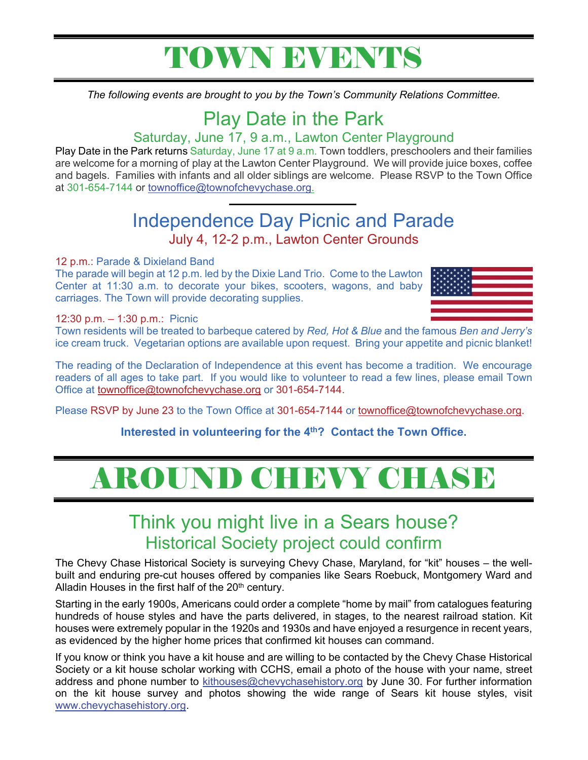# TOWN EVENTS

*The following events are brought to you by the Town's Community Relations Committee.*

## Play Date in the Park

### Saturday, June 17, 9 a.m., Lawton Center Playground

Play Date in the Park returns Saturday, June 17 at 9 a.m. Town toddlers, preschoolers and their families are welcome for a morning of play at the Lawton Center Playground. We will provide juice boxes, coffee and bagels. Families with infants and all older siblings are welcome. Please RSVP to the Town Office at 301-654-7144 or townoffice@townofchevychase.org.

---

## Independence Day Picnic and Parade

### July 4, 12-2 p.m., Lawton Center Grounds

12 p.m.: Parade & Dixieland Band

The parade will begin at 12 p.m. led by the Dixie Land Trio. Come to the Lawton Center at 11:30 a.m. to decorate your bikes, scooters, wagons, and baby carriages. The Town will provide decorating supplies.

12:30 p.m. – 1:30 p.m.: Picnic

Town residents will be treated to barbeque catered by *Red, Hot & Blue* and the famous *Ben and Jerry's* ice cream truck. Vegetarian options are available upon request. Bring your appetite and picnic blanket!

The reading of the Declaration of Independence at this event has become a tradition. We encourage readers of all ages to take part. If you would like to volunteer to read a few lines, please email Town Office at townoffice@townofchevychase.org or 301-654-7144.

Please RSVP by June 23 to the Town Office at 301-654-7144 or townoffice@townofchevychase.org.

**Interested in volunteering for the 4th? Contact the Town Office.**

# AROUND CHEVY CHASE

## Think you might live in a Sears house?
### Historical Society project could confirm

The Chevy Chase Historical Society is surveying Chevy Chase, Maryland, for "kit" houses – the well-built and enduring pre-cut houses offered by companies like Sears Roebuck, Montgomery Ward and Alladin Houses in the first half of the 20th century.

Starting in the early 1900s, Americans could order a complete "home by mail" from catalogues featuring hundreds of house styles and have the parts delivered, in stages, to the nearest railroad station. Kit houses were extremely popular in the 1920s and 1930s and have enjoyed a resurgence in recent years, as evidenced by the higher home prices that confirmed kit houses can command.

If you know or think you have a kit house and are willing to be contacted by the Chevy Chase Historical Society or a kit house scholar working with CCHS, email a photo of the house with your name, street address and phone number to kithouses@chevychasehistory.org by June 30. For further information on the kit house survey and photos showing the wide range of Sears kit house styles, visit www.chevychasehistory.org.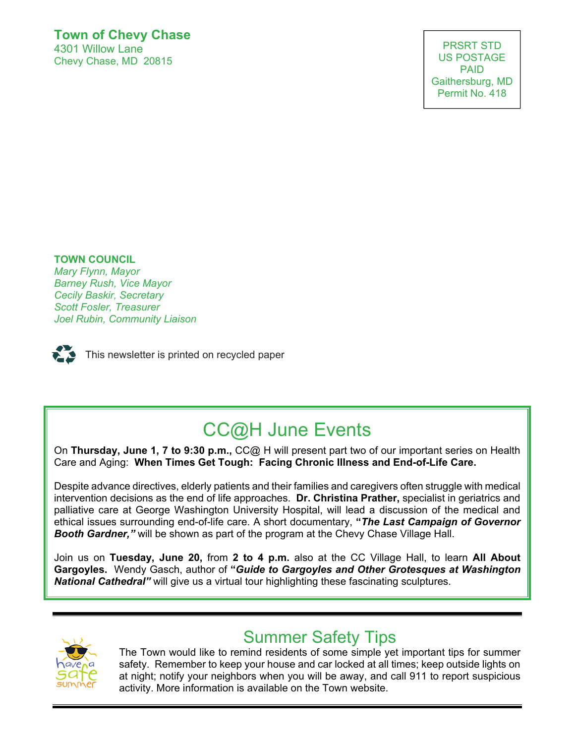**Town of Chevy Chase**
4301 Willow Lane
Chevy Chase, MD 20815

PRSRT STD
US POSTAGE
PAID
Gaithersburg, MD
Permit No. 418

**TOWN COUNCIL**
*Mary Flynn, Mayor*
*Barney Rush, Vice Mayor*
*Cecily Baskir, Secretary*
*Scott Fosler, Treasurer*
*Joel Rubin, Community Liaison*

This newsletter is printed on recycled paper

# CC@H June Events

On **Thursday, June 1, 7 to 9:30 p.m.,** CC@ H will present part two of our important series on Health Care and Aging: **When Times Get Tough: Facing Chronic Illness and End-of-Life Care.**

Despite advance directives, elderly patients and their families and caregivers often struggle with medical intervention decisions as the end of life approaches. **Dr. Christina Prather,** specialist in geriatrics and palliative care at George Washington University Hospital, will lead a discussion of the medical and ethical issues surrounding end-of-life care. A short documentary, ***"The Last Campaign of Governor Booth Gardner,"*** will be shown as part of the program at the Chevy Chase Village Hall.

Join us on **Tuesday, June 20,** from **2 to 4 p.m.** also at the CC Village Hall, to learn **All About Gargoyles.** Wendy Gasch, author of ***"Guide to Gargoyles and Other Grotesques at Washington National Cathedral"*** will give us a virtual tour highlighting these fascinating sculptures.

# Summer Safety Tips

have a safe summer

The Town would like to remind residents of some simple yet important tips for summer safety. Remember to keep your house and car locked at all times; keep outside lights on at night; notify your neighbors when you will be away, and call 911 to report suspicious activity. More information is available on the Town website.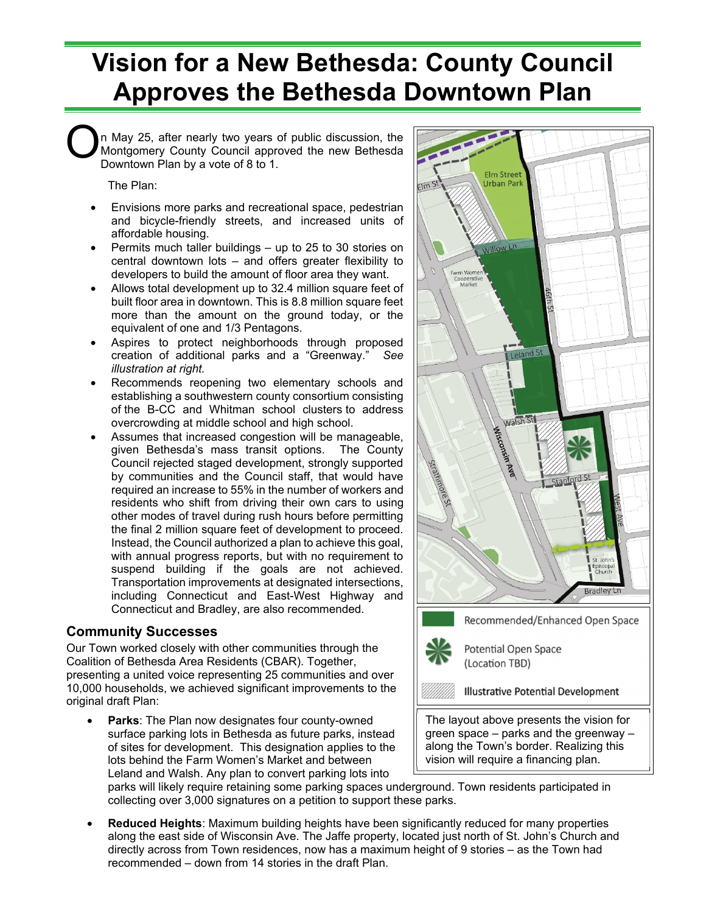# Vision for a New Bethesda: County Council Approves the Bethesda Downtown Plan

On May 25, after nearly two years of public discussion, the Montgomery County Council approved the new Bethesda Downtown Plan by a vote of 8 to 1.

The Plan:

- Envisions more parks and recreational space, pedestrian and bicycle-friendly streets, and increased units of affordable housing.
- Permits much taller buildings – up to 25 to 30 stories on central downtown lots – and offers greater flexibility to developers to build the amount of floor area they want.
- Allows total development up to 32.4 million square feet of built floor area in downtown. This is 8.8 million square feet more than the amount on the ground today, or the equivalent of one and 1/3 Pentagons.
- Aspires to protect neighborhoods through proposed creation of additional parks and a "Greenway." *See illustration at right.*
- Recommends reopening two elementary schools and establishing a southwestern county consortium consisting of the B-CC and Whitman school clusters to address overcrowding at middle school and high school.
- Assumes that increased congestion will be manageable, given Bethesda's mass transit options. The County Council rejected staged development, strongly supported by communities and the Council staff, that would have required an increase to 55% in the number of workers and residents who shift from driving their own cars to using other modes of travel during rush hours before permitting the final 2 million square feet of development to proceed. Instead, the Council authorized a plan to achieve this goal, with annual progress reports, but with no requirement to suspend building if the goals are not achieved. Transportation improvements at designated intersections, including Connecticut and East-West Highway and Connecticut and Bradley, are also recommended.

Elm Street Urban Park
Elm St
Willow Ln
Farm Women's Cooperative Market
46th St
Leland St
Walsh St
Wisconsin Ave
Strathmore St
Stanford St
West Ave
St. John's Episcopal Church
Bradley Ln

Recommended/Enhanced Open Space

Potential Open Space (Location TBD)

Illustrative Potential Development

The layout above presents the vision for green space – parks and the greenway – along the Town's border. Realizing this vision will require a financing plan.

## Community Successes

Our Town worked closely with other communities through the Coalition of Bethesda Area Residents (CBAR). Together, presenting a united voice representing 25 communities and over 10,000 households, we achieved significant improvements to the original draft Plan:

- **Parks**: The Plan now designates four county-owned surface parking lots in Bethesda as future parks, instead of sites for development. This designation applies to the lots behind the Farm Women's Market and between Leland and Walsh. Any plan to convert parking lots into parks will likely require retaining some parking spaces underground. Town residents participated in collecting over 3,000 signatures on a petition to support these parks.
- **Reduced Heights**: Maximum building heights have been significantly reduced for many properties along the east side of Wisconsin Ave. The Jaffe property, located just north of St. John's Church and directly across from Town residences, now has a maximum height of 9 stories – as the Town had recommended – down from 14 stories in the draft Plan.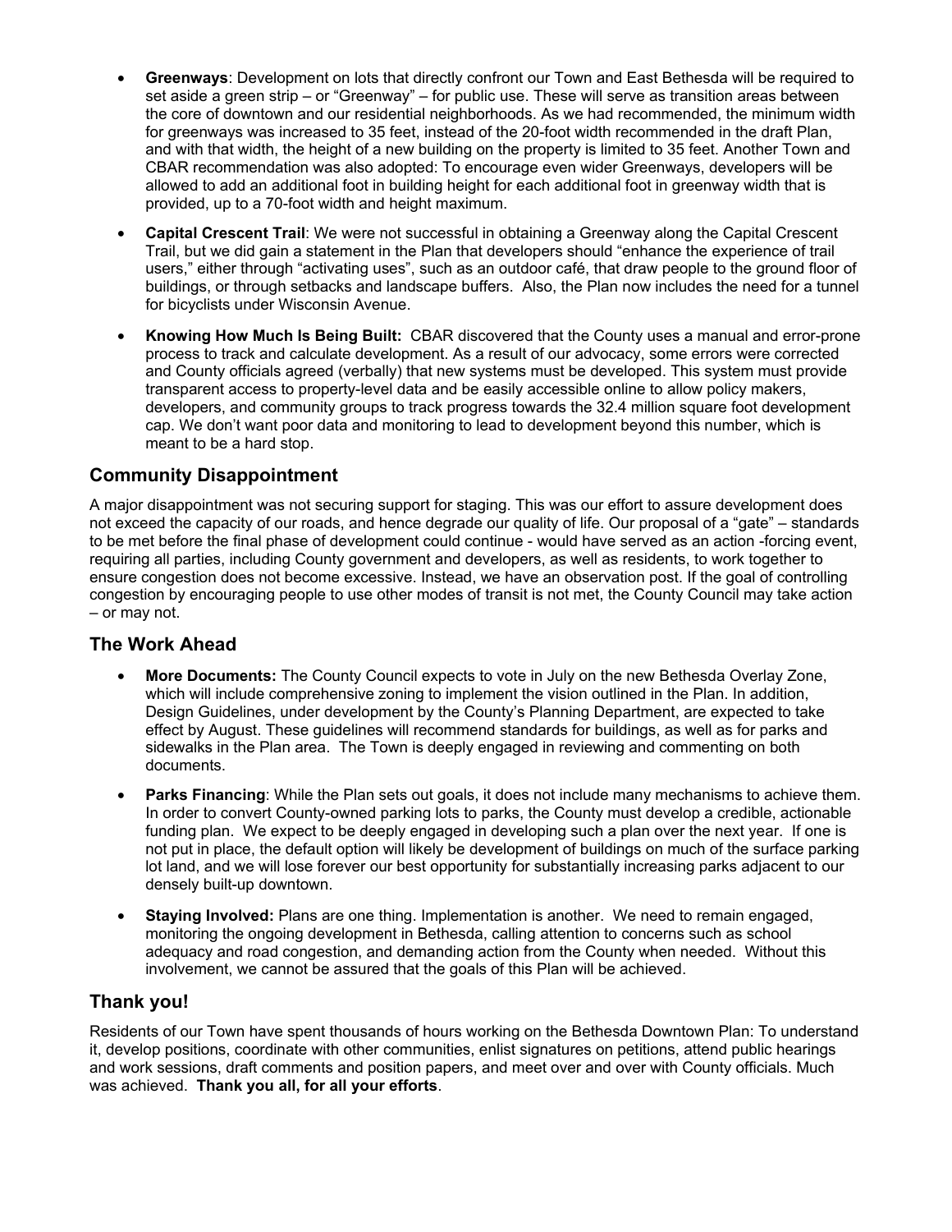- **Greenways**: Development on lots that directly confront our Town and East Bethesda will be required to set aside a green strip – or "Greenway" – for public use. These will serve as transition areas between the core of downtown and our residential neighborhoods. As we had recommended, the minimum width for greenways was increased to 35 feet, instead of the 20-foot width recommended in the draft Plan, and with that width, the height of a new building on the property is limited to 35 feet. Another Town and CBAR recommendation was also adopted: To encourage even wider Greenways, developers will be allowed to add an additional foot in building height for each additional foot in greenway width that is provided, up to a 70-foot width and height maximum.

- **Capital Crescent Trail**: We were not successful in obtaining a Greenway along the Capital Crescent Trail, but we did gain a statement in the Plan that developers should "enhance the experience of trail users," either through "activating uses", such as an outdoor café, that draw people to the ground floor of buildings, or through setbacks and landscape buffers. Also, the Plan now includes the need for a tunnel for bicyclists under Wisconsin Avenue.

- **Knowing How Much Is Being Built:** CBAR discovered that the County uses a manual and error-prone process to track and calculate development. As a result of our advocacy, some errors were corrected and County officials agreed (verbally) that new systems must be developed. This system must provide transparent access to property-level data and be easily accessible online to allow policy makers, developers, and community groups to track progress towards the 32.4 million square foot development cap. We don't want poor data and monitoring to lead to development beyond this number, which is meant to be a hard stop.

## Community Disappointment

A major disappointment was not securing support for staging. This was our effort to assure development does not exceed the capacity of our roads, and hence degrade our quality of life. Our proposal of a "gate" – standards to be met before the final phase of development could continue - would have served as an action -forcing event, requiring all parties, including County government and developers, as well as residents, to work together to ensure congestion does not become excessive. Instead, we have an observation post. If the goal of controlling congestion by encouraging people to use other modes of transit is not met, the County Council may take action – or may not.

## The Work Ahead

- **More Documents:** The County Council expects to vote in July on the new Bethesda Overlay Zone, which will include comprehensive zoning to implement the vision outlined in the Plan. In addition, Design Guidelines, under development by the County's Planning Department, are expected to take effect by August. These guidelines will recommend standards for buildings, as well as for parks and sidewalks in the Plan area. The Town is deeply engaged in reviewing and commenting on both documents.

- **Parks Financing**: While the Plan sets out goals, it does not include many mechanisms to achieve them. In order to convert County-owned parking lots to parks, the County must develop a credible, actionable funding plan. We expect to be deeply engaged in developing such a plan over the next year. If one is not put in place, the default option will likely be development of buildings on much of the surface parking lot land, and we will lose forever our best opportunity for substantially increasing parks adjacent to our densely built-up downtown.

- **Staying Involved:** Plans are one thing. Implementation is another. We need to remain engaged, monitoring the ongoing development in Bethesda, calling attention to concerns such as school adequacy and road congestion, and demanding action from the County when needed. Without this involvement, we cannot be assured that the goals of this Plan will be achieved.

## Thank you!

Residents of our Town have spent thousands of hours working on the Bethesda Downtown Plan: To understand it, develop positions, coordinate with other communities, enlist signatures on petitions, attend public hearings and work sessions, draft comments and position papers, and meet over and over with County officials. Much was achieved. **Thank you all, for all your efforts**.